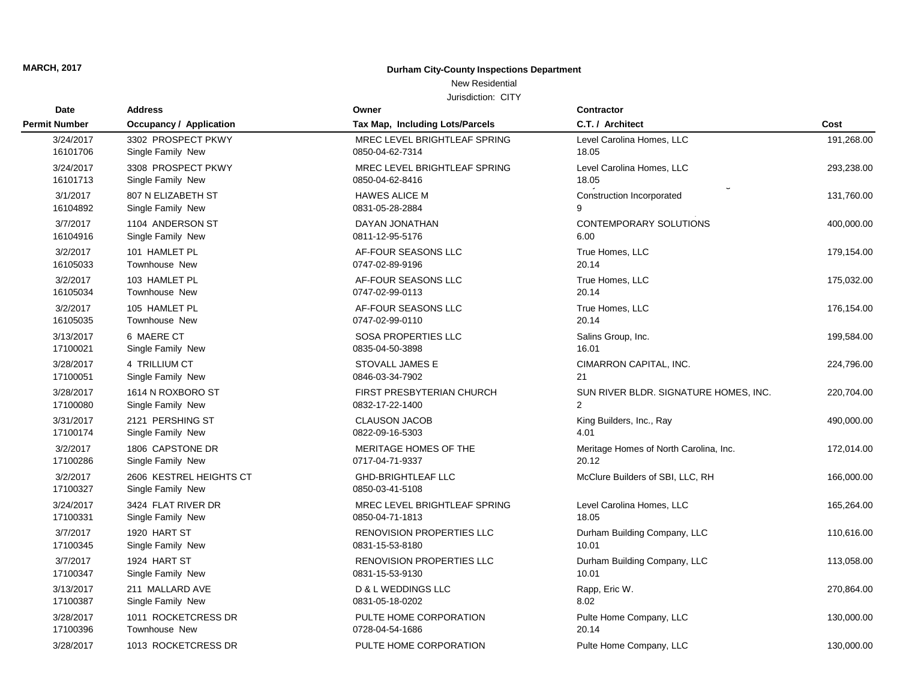**MARCH, 2017**

**Durham City-County Inspections Department**

New Residential

Jurisdiction: CITY

| Date<br>Permit Number | Address<br>Occupancy / Application | Owner<br>Tax Map, Including Lots/Parcels | Contractor<br>C.T. / Architect | Cost |
|---|---|---|---|---|
| 3/24/2017<br>16101706 | 3302 PROSPECT PKWY<br>Single Family New | MREC LEVEL BRIGHTLEAF SPRING<br>0850-04-62-7314 | Level Carolina Homes, LLC<br>18.05 | 191,268.00 |
| 3/24/2017<br>16101713 | 3308 PROSPECT PKWY<br>Single Family New | MREC LEVEL BRIGHTLEAF SPRING<br>0850-04-62-8416 | Level Carolina Homes, LLC<br>18.05 | 293,238.00 |
| 3/1/2017<br>16104892 | 807 N ELIZABETH ST<br>Single Family New | HAWES ALICE M<br>0831-05-28-2884 | Construction Incorporated<br>9 | 131,760.00 |
| 3/7/2017<br>16104916 | 1104 ANDERSON ST<br>Single Family New | DAYAN JONATHAN<br>0811-12-95-5176 | CONTEMPORARY SOLUTIONS<br>6.00 | 400,000.00 |
| 3/2/2017<br>16105033 | 101 HAMLET PL<br>Townhouse New | AF-FOUR SEASONS LLC<br>0747-02-89-9196 | True Homes, LLC<br>20.14 | 179,154.00 |
| 3/2/2017<br>16105034 | 103 HAMLET PL<br>Townhouse New | AF-FOUR SEASONS LLC<br>0747-02-99-0113 | True Homes, LLC<br>20.14 | 175,032.00 |
| 3/2/2017<br>16105035 | 105 HAMLET PL<br>Townhouse New | AF-FOUR SEASONS LLC<br>0747-02-99-0110 | True Homes, LLC<br>20.14 | 176,154.00 |
| 3/13/2017<br>17100021 | 6 MAERE CT<br>Single Family New | SOSA PROPERTIES LLC<br>0835-04-50-3898 | Salins Group, Inc.<br>16.01 | 199,584.00 |
| 3/28/2017<br>17100051 | 4 TRILLIUM CT<br>Single Family New | STOVALL JAMES E<br>0846-03-34-7902 | CIMARRON CAPITAL, INC.<br>21 | 224,796.00 |
| 3/28/2017<br>17100080 | 1614 N ROXBORO ST<br>Single Family New | FIRST PRESBYTERIAN CHURCH<br>0832-17-22-1400 | SUN RIVER BLDR. SIGNATURE HOMES, INC.<br>2 | 220,704.00 |
| 3/31/2017<br>17100174 | 2121 PERSHING ST<br>Single Family New | CLAUSON JACOB<br>0822-09-16-5303 | King Builders, Inc., Ray<br>4.01 | 490,000.00 |
| 3/2/2017<br>17100286 | 1806 CAPSTONE DR<br>Single Family New | MERITAGE HOMES OF THE<br>0717-04-71-9337 | Meritage Homes of North Carolina, Inc.<br>20.12 | 172,014.00 |
| 3/2/2017<br>17100327 | 2606 KESTREL HEIGHTS CT<br>Single Family New | GHD-BRIGHTLEAF LLC<br>0850-03-41-5108 | McClure Builders of SBI, LLC, RH | 166,000.00 |
| 3/24/2017<br>17100331 | 3424 FLAT RIVER DR<br>Single Family New | MREC LEVEL BRIGHTLEAF SPRING<br>0850-04-71-1813 | Level Carolina Homes, LLC<br>18.05 | 165,264.00 |
| 3/7/2017<br>17100345 | 1920 HART ST<br>Single Family New | RENOVISION PROPERTIES LLC<br>0831-15-53-8180 | Durham Building Company, LLC<br>10.01 | 110,616.00 |
| 3/7/2017<br>17100347 | 1924 HART ST<br>Single Family New | RENOVISION PROPERTIES LLC<br>0831-15-53-9130 | Durham Building Company, LLC<br>10.01 | 113,058.00 |
| 3/13/2017<br>17100387 | 211 MALLARD AVE<br>Single Family New | D & L WEDDINGS LLC<br>0831-05-18-0202 | Rapp, Eric W.<br>8.02 | 270,864.00 |
| 3/28/2017<br>17100396 | 1011 ROCKETCRESS DR<br>Townhouse New | PULTE HOME CORPORATION<br>0728-04-54-1686 | Pulte Home Company, LLC<br>20.14 | 130,000.00 |
| 3/28/2017 | 1013 ROCKETCRESS DR | PULTE HOME CORPORATION | Pulte Home Company, LLC | 130,000.00 |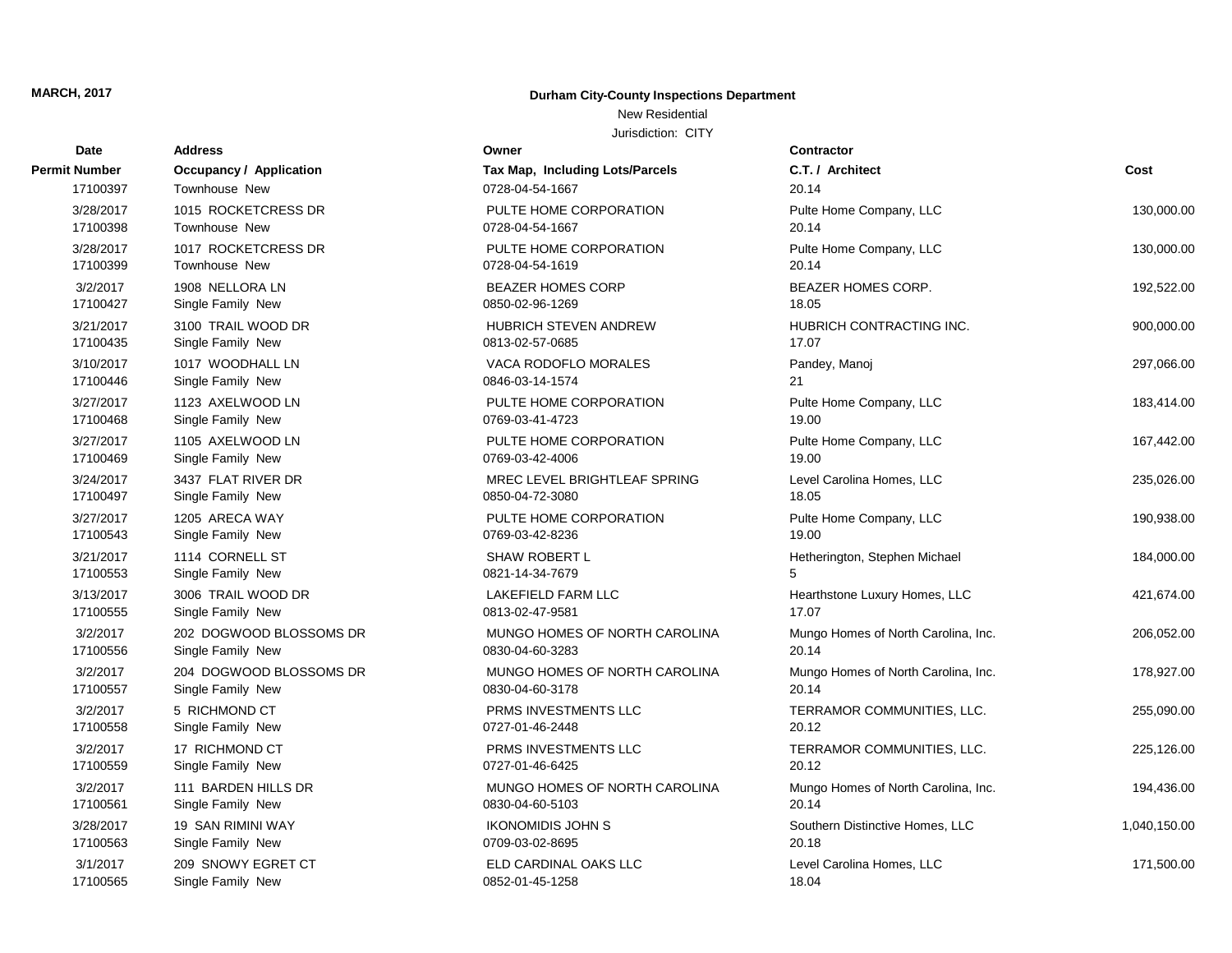**MARCH, 2017**

**Durham City-County Inspections Department**

New Residential

Jurisdiction: CITY

| Date / Permit Number | Address / Occupancy / Application | Owner / Tax Map, Including Lots/Parcels | Contractor / C.T. / Architect | Cost |
|---|---|---|---|---|
| 17100397 | Townhouse New | 0728-04-54-1667 | 20.14 | |
| 3/28/2017 | 1015 ROCKETCRESS DR | PULTE HOME CORPORATION | Pulte Home Company, LLC | 130,000.00 |
| 17100398 | Townhouse New | 0728-04-54-1667 | 20.14 | |
| 3/28/2017 | 1017 ROCKETCRESS DR | PULTE HOME CORPORATION | Pulte Home Company, LLC | 130,000.00 |
| 17100399 | Townhouse New | 0728-04-54-1619 | 20.14 | |
| 3/2/2017 | 1908 NELLORA LN | BEAZER HOMES CORP | BEAZER HOMES CORP. | 192,522.00 |
| 17100427 | Single Family New | 0850-02-96-1269 | 18.05 | |
| 3/21/2017 | 3100 TRAIL WOOD DR | HUBRICH STEVEN ANDREW | HUBRICH CONTRACTING INC. | 900,000.00 |
| 17100435 | Single Family New | 0813-02-57-0685 | 17.07 | |
| 3/10/2017 | 1017 WOODHALL LN | VACA RODOFLO MORALES | Pandey, Manoj | 297,066.00 |
| 17100446 | Single Family New | 0846-03-14-1574 | 21 | |
| 3/27/2017 | 1123 AXELWOOD LN | PULTE HOME CORPORATION | Pulte Home Company, LLC | 183,414.00 |
| 17100468 | Single Family New | 0769-03-41-4723 | 19.00 | |
| 3/27/2017 | 1105 AXELWOOD LN | PULTE HOME CORPORATION | Pulte Home Company, LLC | 167,442.00 |
| 17100469 | Single Family New | 0769-03-42-4006 | 19.00 | |
| 3/24/2017 | 3437 FLAT RIVER DR | MREC LEVEL BRIGHTLEAF SPRING | Level Carolina Homes, LLC | 235,026.00 |
| 17100497 | Single Family New | 0850-04-72-3080 | 18.05 | |
| 3/27/2017 | 1205 ARECA WAY | PULTE HOME CORPORATION | Pulte Home Company, LLC | 190,938.00 |
| 17100543 | Single Family New | 0769-03-42-8236 | 19.00 | |
| 3/21/2017 | 1114 CORNELL ST | SHAW ROBERT L | Hetherington, Stephen Michael | 184,000.00 |
| 17100553 | Single Family New | 0821-14-34-7679 | 5 | |
| 3/13/2017 | 3006 TRAIL WOOD DR | LAKEFIELD FARM LLC | Hearthstone Luxury Homes, LLC | 421,674.00 |
| 17100555 | Single Family New | 0813-02-47-9581 | 17.07 | |
| 3/2/2017 | 202 DOGWOOD BLOSSOMS DR | MUNGO HOMES OF NORTH CAROLINA | Mungo Homes of North Carolina, Inc. | 206,052.00 |
| 17100556 | Single Family New | 0830-04-60-3283 | 20.14 | |
| 3/2/2017 | 204 DOGWOOD BLOSSOMS DR | MUNGO HOMES OF NORTH CAROLINA | Mungo Homes of North Carolina, Inc. | 178,927.00 |
| 17100557 | Single Family New | 0830-04-60-3178 | 20.14 | |
| 3/2/2017 | 5 RICHMOND CT | PRMS INVESTMENTS LLC | TERRAMOR COMMUNITIES, LLC. | 255,090.00 |
| 17100558 | Single Family New | 0727-01-46-2448 | 20.12 | |
| 3/2/2017 | 17 RICHMOND CT | PRMS INVESTMENTS LLC | TERRAMOR COMMUNITIES, LLC. | 225,126.00 |
| 17100559 | Single Family New | 0727-01-46-6425 | 20.12 | |
| 3/2/2017 | 111 BARDEN HILLS DR | MUNGO HOMES OF NORTH CAROLINA | Mungo Homes of North Carolina, Inc. | 194,436.00 |
| 17100561 | Single Family New | 0830-04-60-5103 | 20.14 | |
| 3/28/2017 | 19 SAN RIMINI WAY | IKONOMIDIS JOHN S | Southern Distinctive Homes, LLC | 1,040,150.00 |
| 17100563 | Single Family New | 0709-03-02-8695 | 20.18 | |
| 3/1/2017 | 209 SNOWY EGRET CT | ELD CARDINAL OAKS LLC | Level Carolina Homes, LLC | 171,500.00 |
| 17100565 | Single Family New | 0852-01-45-1258 | 18.04 | |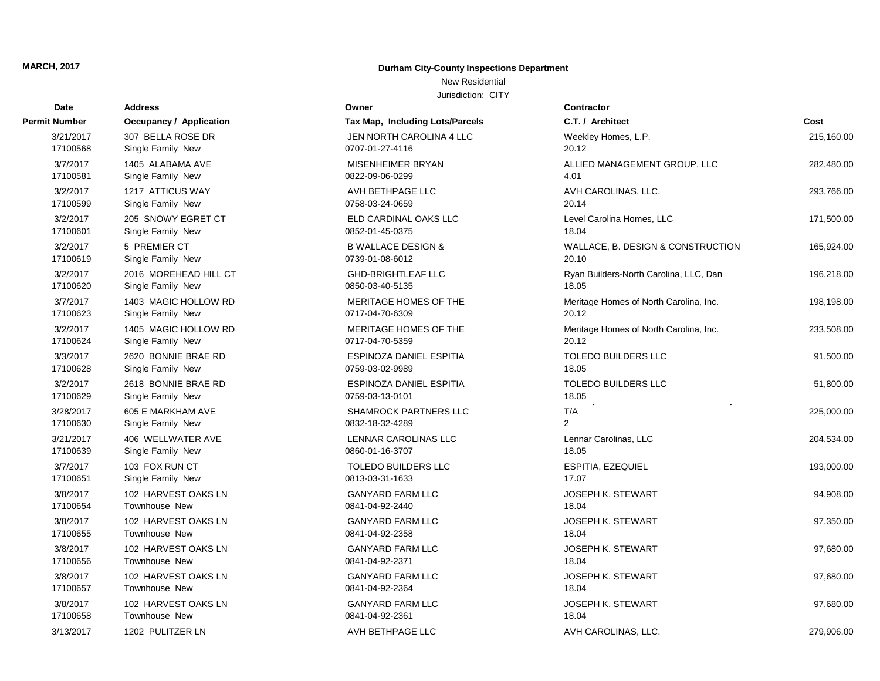**MARCH, 2017**

**Durham City-County Inspections Department**

New Residential

Jurisdiction: CITY

| Date<br>Permit Number | Address<br>Occupancy / Application | Owner<br>Tax Map, Including Lots/Parcels | Contractor<br>C.T. / Architect | Cost |
|---|---|---|---|---|
| 3/21/2017<br>17100568 | 307 BELLA ROSE DR<br>Single Family New | JEN NORTH CAROLINA 4 LLC<br>0707-01-27-4116 | Weekley Homes, L.P.<br>20.12 | 215,160.00 |
| 3/7/2017<br>17100581 | 1405 ALABAMA AVE<br>Single Family New | MISENHEIMER BRYAN<br>0822-09-06-0299 | ALLIED MANAGEMENT GROUP, LLC<br>4.01 | 282,480.00 |
| 3/2/2017<br>17100599 | 1217 ATTICUS WAY<br>Single Family New | AVH BETHPAGE LLC<br>0758-03-24-0659 | AVH CAROLINAS, LLC.<br>20.14 | 293,766.00 |
| 3/2/2017<br>17100601 | 205 SNOWY EGRET CT<br>Single Family New | ELD CARDINAL OAKS LLC<br>0852-01-45-0375 | Level Carolina Homes, LLC<br>18.04 | 171,500.00 |
| 3/2/2017<br>17100619 | 5 PREMIER CT<br>Single Family New | B WALLACE DESIGN &<br>0739-01-08-6012 | WALLACE, B. DESIGN & CONSTRUCTION<br>20.10 | 165,924.00 |
| 3/2/2017<br>17100620 | 2016 MOREHEAD HILL CT<br>Single Family New | GHD-BRIGHTLEAF LLC<br>0850-03-40-5135 | Ryan Builders-North Carolina, LLC, Dan<br>18.05 | 196,218.00 |
| 3/7/2017<br>17100623 | 1403 MAGIC HOLLOW RD<br>Single Family New | MERITAGE HOMES OF THE<br>0717-04-70-6309 | Meritage Homes of North Carolina, Inc.<br>20.12 | 198,198.00 |
| 3/2/2017<br>17100624 | 1405 MAGIC HOLLOW RD<br>Single Family New | MERITAGE HOMES OF THE<br>0717-04-70-5359 | Meritage Homes of North Carolina, Inc.<br>20.12 | 233,508.00 |
| 3/3/2017<br>17100628 | 2620 BONNIE BRAE RD<br>Single Family New | ESPINOZA DANIEL ESPITIA<br>0759-03-02-9989 | TOLEDO BUILDERS LLC<br>18.05 | 91,500.00 |
| 3/2/2017<br>17100629 | 2618 BONNIE BRAE RD<br>Single Family New | ESPINOZA DANIEL ESPITIA<br>0759-03-13-0101 | TOLEDO BUILDERS LLC<br>18.05 | 51,800.00 |
| 3/28/2017<br>17100630 | 605 E MARKHAM AVE<br>Single Family New | SHAMROCK PARTNERS LLC<br>0832-18-32-4289 | T/A<br>2 | 225,000.00 |
| 3/21/2017<br>17100639 | 406 WELLWATER AVE<br>Single Family New | LENNAR CAROLINAS LLC<br>0860-01-16-3707 | Lennar Carolinas, LLC<br>18.05 | 204,534.00 |
| 3/7/2017<br>17100651 | 103 FOX RUN CT<br>Single Family New | TOLEDO BUILDERS LLC<br>0813-03-31-1633 | ESPITIA, EZEQUIEL<br>17.07 | 193,000.00 |
| 3/8/2017<br>17100654 | 102 HARVEST OAKS LN<br>Townhouse New | GANYARD FARM LLC<br>0841-04-92-2440 | JOSEPH K. STEWART<br>18.04 | 94,908.00 |
| 3/8/2017<br>17100655 | 102 HARVEST OAKS LN<br>Townhouse New | GANYARD FARM LLC<br>0841-04-92-2358 | JOSEPH K. STEWART<br>18.04 | 97,350.00 |
| 3/8/2017<br>17100656 | 102 HARVEST OAKS LN<br>Townhouse New | GANYARD FARM LLC<br>0841-04-92-2371 | JOSEPH K. STEWART<br>18.04 | 97,680.00 |
| 3/8/2017<br>17100657 | 102 HARVEST OAKS LN<br>Townhouse New | GANYARD FARM LLC<br>0841-04-92-2364 | JOSEPH K. STEWART<br>18.04 | 97,680.00 |
| 3/8/2017<br>17100658 | 102 HARVEST OAKS LN<br>Townhouse New | GANYARD FARM LLC<br>0841-04-92-2361 | JOSEPH K. STEWART<br>18.04 | 97,680.00 |
| 3/13/2017 | 1202 PULITZER LN | AVH BETHPAGE LLC | AVH CAROLINAS, LLC. | 279,906.00 |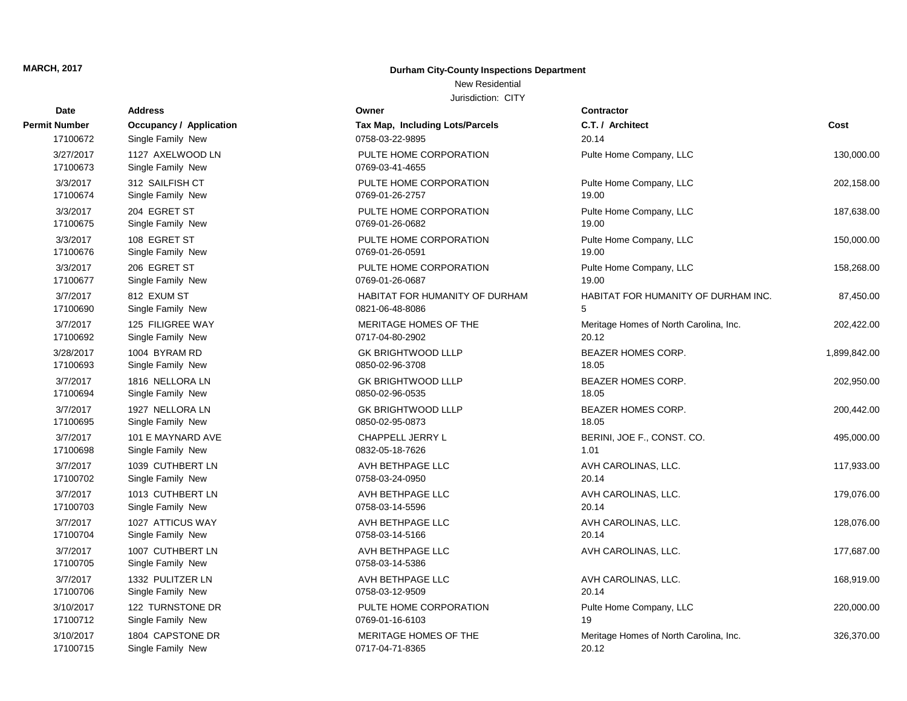**MARCH, 2017**

**Durham City-County Inspections Department**

New Residential

Jurisdiction: CITY

| Date | Address | Owner | Contractor | |
|---|---|---|---|---|
| **Permit Number** | **Occupancy / Application** | **Tax Map, Including Lots/Parcels** | **C.T. / Architect** | **Cost** |
| 17100672 | Single Family New | 0758-03-22-9895 | 20.14 | |
| 3/27/2017 | 1127 AXELWOOD LN | PULTE HOME CORPORATION | Pulte Home Company, LLC | 130,000.00 |
| 17100673 | Single Family New | 0769-03-41-4655 | | |
| 3/3/2017 | 312 SAILFISH CT | PULTE HOME CORPORATION | Pulte Home Company, LLC | 202,158.00 |
| 17100674 | Single Family New | 0769-01-26-2757 | 19.00 | |
| 3/3/2017 | 204 EGRET ST | PULTE HOME CORPORATION | Pulte Home Company, LLC | 187,638.00 |
| 17100675 | Single Family New | 0769-01-26-0682 | 19.00 | |
| 3/3/2017 | 108 EGRET ST | PULTE HOME CORPORATION | Pulte Home Company, LLC | 150,000.00 |
| 17100676 | Single Family New | 0769-01-26-0591 | 19.00 | |
| 3/3/2017 | 206 EGRET ST | PULTE HOME CORPORATION | Pulte Home Company, LLC | 158,268.00 |
| 17100677 | Single Family New | 0769-01-26-0687 | 19.00 | |
| 3/7/2017 | 812 EXUM ST | HABITAT FOR HUMANITY OF DURHAM | HABITAT FOR HUMANITY OF DURHAM INC. | 87,450.00 |
| 17100690 | Single Family New | 0821-06-48-8086 | 5 | |
| 3/7/2017 | 125 FILIGREE WAY | MERITAGE HOMES OF THE | Meritage Homes of North Carolina, Inc. | 202,422.00 |
| 17100692 | Single Family New | 0717-04-80-2902 | 20.12 | |
| 3/28/2017 | 1004 BYRAM RD | GK BRIGHTWOOD LLLP | BEAZER HOMES CORP. | 1,899,842.00 |
| 17100693 | Single Family New | 0850-02-96-3708 | 18.05 | |
| 3/7/2017 | 1816 NELLORA LN | GK BRIGHTWOOD LLLP | BEAZER HOMES CORP. | 202,950.00 |
| 17100694 | Single Family New | 0850-02-96-0535 | 18.05 | |
| 3/7/2017 | 1927 NELLORA LN | GK BRIGHTWOOD LLLP | BEAZER HOMES CORP. | 200,442.00 |
| 17100695 | Single Family New | 0850-02-95-0873 | 18.05 | |
| 3/7/2017 | 101 E MAYNARD AVE | CHAPPELL JERRY L | BERINI, JOE F., CONST. CO. | 495,000.00 |
| 17100698 | Single Family New | 0832-05-18-7626 | 1.01 | |
| 3/7/2017 | 1039 CUTHBERT LN | AVH BETHPAGE LLC | AVH CAROLINAS, LLC. | 117,933.00 |
| 17100702 | Single Family New | 0758-03-24-0950 | 20.14 | |
| 3/7/2017 | 1013 CUTHBERT LN | AVH BETHPAGE LLC | AVH CAROLINAS, LLC. | 179,076.00 |
| 17100703 | Single Family New | 0758-03-14-5596 | 20.14 | |
| 3/7/2017 | 1027 ATTICUS WAY | AVH BETHPAGE LLC | AVH CAROLINAS, LLC. | 128,076.00 |
| 17100704 | Single Family New | 0758-03-14-5166 | 20.14 | |
| 3/7/2017 | 1007 CUTHBERT LN | AVH BETHPAGE LLC | AVH CAROLINAS, LLC. | 177,687.00 |
| 17100705 | Single Family New | 0758-03-14-5386 | | |
| 3/7/2017 | 1332 PULITZER LN | AVH BETHPAGE LLC | AVH CAROLINAS, LLC. | 168,919.00 |
| 17100706 | Single Family New | 0758-03-12-9509 | 20.14 | |
| 3/10/2017 | 122 TURNSTONE DR | PULTE HOME CORPORATION | Pulte Home Company, LLC | 220,000.00 |
| 17100712 | Single Family New | 0769-01-16-6103 | 19 | |
| 3/10/2017 | 1804 CAPSTONE DR | MERITAGE HOMES OF THE | Meritage Homes of North Carolina, Inc. | 326,370.00 |
| 17100715 | Single Family New | 0717-04-71-8365 | 20.12 | |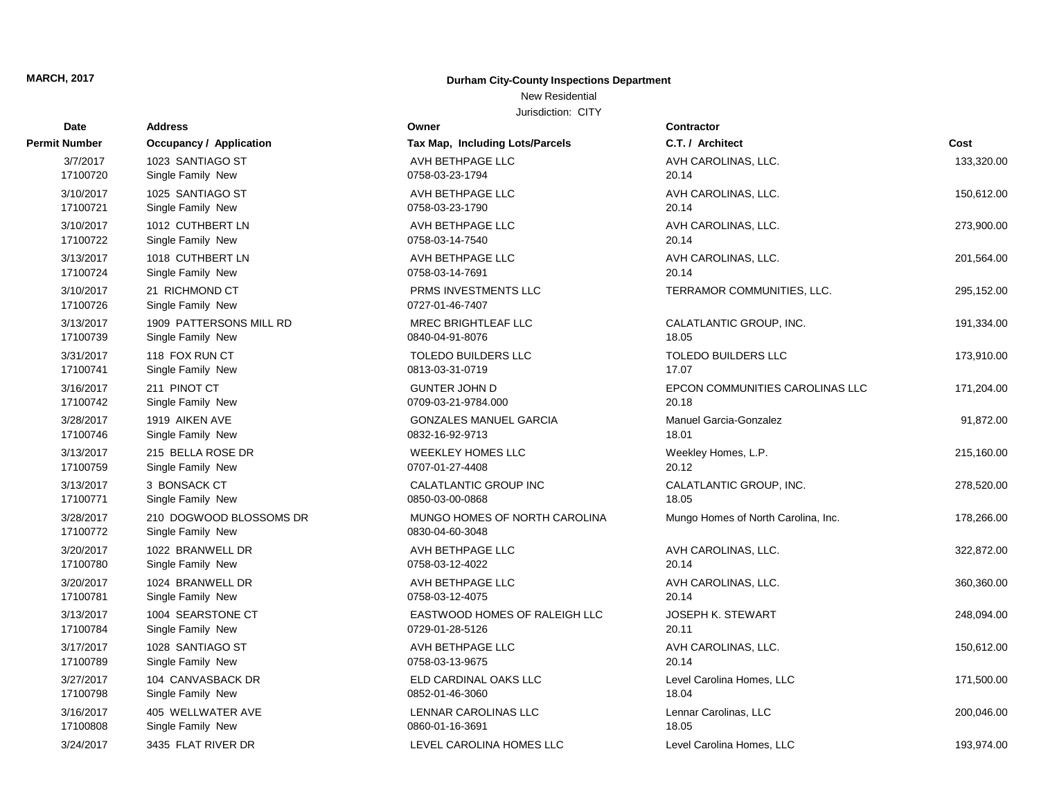**MARCH, 2017**

**Durham City-County Inspections Department**

New Residential

Jurisdiction: CITY

| Date / Permit Number | Address / Occupancy / Application | Owner / Tax Map, Including Lots/Parcels | Contractor / C.T. / Architect | Cost |
|---|---|---|---|---|
| 3/7/2017<br>17100720 | 1023 SANTIAGO ST<br>Single Family New | AVH BETHPAGE LLC<br>0758-03-23-1794 | AVH CAROLINAS, LLC.<br>20.14 | 133,320.00 |
| 3/10/2017<br>17100721 | 1025 SANTIAGO ST<br>Single Family New | AVH BETHPAGE LLC<br>0758-03-23-1790 | AVH CAROLINAS, LLC.<br>20.14 | 150,612.00 |
| 3/10/2017<br>17100722 | 1012 CUTHBERT LN<br>Single Family New | AVH BETHPAGE LLC<br>0758-03-14-7540 | AVH CAROLINAS, LLC.<br>20.14 | 273,900.00 |
| 3/13/2017<br>17100724 | 1018 CUTHBERT LN<br>Single Family New | AVH BETHPAGE LLC<br>0758-03-14-7691 | AVH CAROLINAS, LLC.<br>20.14 | 201,564.00 |
| 3/10/2017<br>17100726 | 21 RICHMOND CT<br>Single Family New | PRMS INVESTMENTS LLC<br>0727-01-46-7407 | TERRAMOR COMMUNITIES, LLC. | 295,152.00 |
| 3/13/2017<br>17100739 | 1909 PATTERSONS MILL RD<br>Single Family New | MREC BRIGHTLEAF LLC<br>0840-04-91-8076 | CALATLANTIC GROUP, INC.<br>18.05 | 191,334.00 |
| 3/31/2017<br>17100741 | 118 FOX RUN CT<br>Single Family New | TOLEDO BUILDERS LLC<br>0813-03-31-0719 | TOLEDO BUILDERS LLC<br>17.07 | 173,910.00 |
| 3/16/2017<br>17100742 | 211 PINOT CT<br>Single Family New | GUNTER JOHN D<br>0709-03-21-9784.000 | EPCON COMMUNITIES CAROLINAS LLC<br>20.18 | 171,204.00 |
| 3/28/2017<br>17100746 | 1919 AIKEN AVE<br>Single Family New | GONZALES MANUEL GARCIA<br>0832-16-92-9713 | Manuel Garcia-Gonzalez<br>18.01 | 91,872.00 |
| 3/13/2017<br>17100759 | 215 BELLA ROSE DR<br>Single Family New | WEEKLEY HOMES LLC<br>0707-01-27-4408 | Weekley Homes, L.P.<br>20.12 | 215,160.00 |
| 3/13/2017<br>17100771 | 3 BONSACK CT<br>Single Family New | CALATLANTIC GROUP INC<br>0850-03-00-0868 | CALATLANTIC GROUP, INC.<br>18.05 | 278,520.00 |
| 3/28/2017<br>17100772 | 210 DOGWOOD BLOSSOMS DR<br>Single Family New | MUNGO HOMES OF NORTH CAROLINA<br>0830-04-60-3048 | Mungo Homes of North Carolina, Inc. | 178,266.00 |
| 3/20/2017<br>17100780 | 1022 BRANWELL DR<br>Single Family New | AVH BETHPAGE LLC<br>0758-03-12-4022 | AVH CAROLINAS, LLC.<br>20.14 | 322,872.00 |
| 3/20/2017<br>17100781 | 1024 BRANWELL DR<br>Single Family New | AVH BETHPAGE LLC<br>0758-03-12-4075 | AVH CAROLINAS, LLC.<br>20.14 | 360,360.00 |
| 3/13/2017<br>17100784 | 1004 SEARSTONE CT<br>Single Family New | EASTWOOD HOMES OF RALEIGH LLC<br>0729-01-28-5126 | JOSEPH K. STEWART<br>20.11 | 248,094.00 |
| 3/17/2017<br>17100789 | 1028 SANTIAGO ST<br>Single Family New | AVH BETHPAGE LLC<br>0758-03-13-9675 | AVH CAROLINAS, LLC.<br>20.14 | 150,612.00 |
| 3/27/2017<br>17100798 | 104 CANVASBACK DR<br>Single Family New | ELD CARDINAL OAKS LLC<br>0852-01-46-3060 | Level Carolina Homes, LLC<br>18.04 | 171,500.00 |
| 3/16/2017<br>17100808 | 405 WELLWATER AVE<br>Single Family New | LENNAR CAROLINAS LLC<br>0860-01-16-3691 | Lennar Carolinas, LLC<br>18.05 | 200,046.00 |
| 3/24/2017 | 3435 FLAT RIVER DR | LEVEL CAROLINA HOMES LLC | Level Carolina Homes, LLC | 193,974.00 |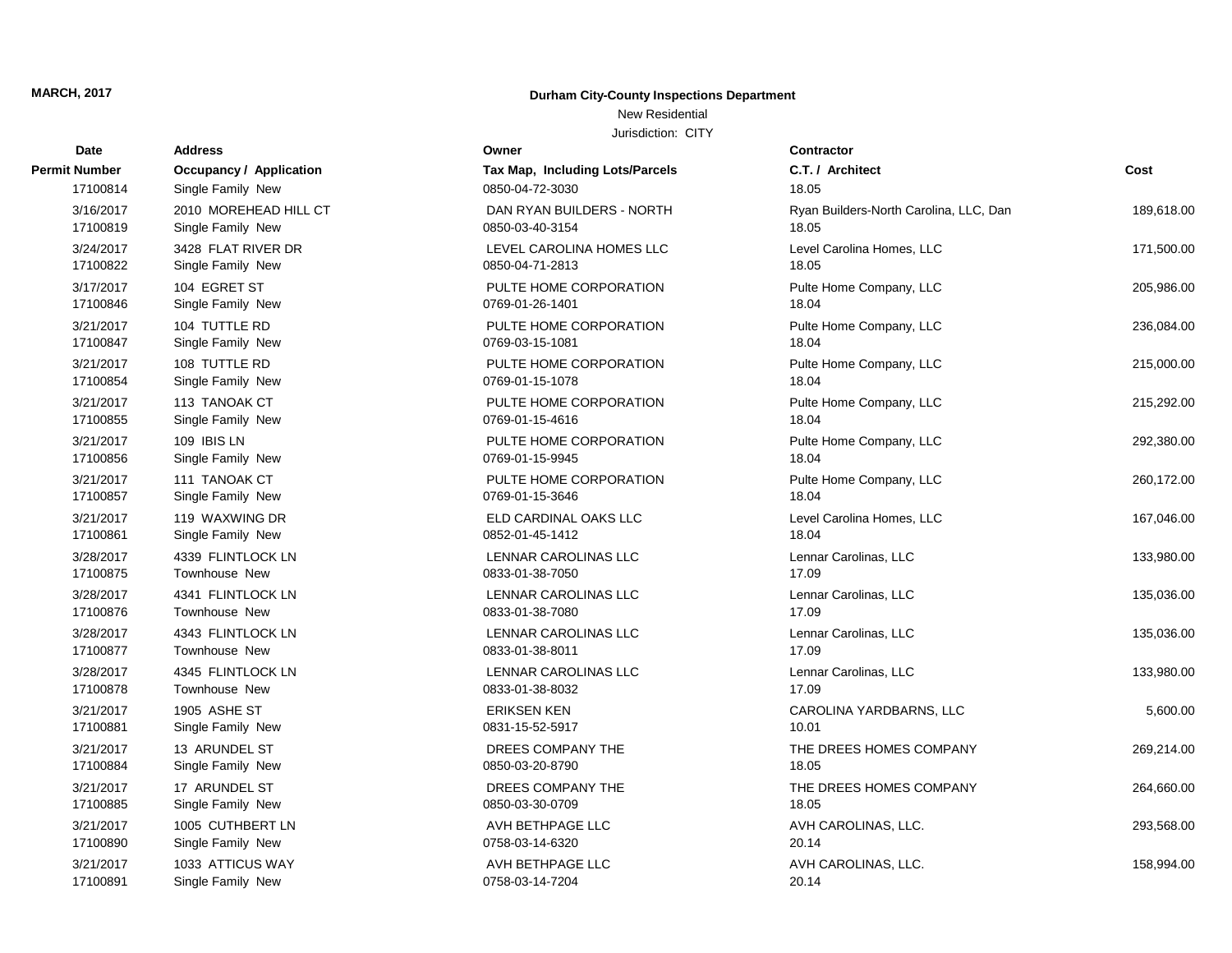**MARCH, 2017**

**Durham City-County Inspections Department**

New Residential

Jurisdiction: CITY

| Date<br>Permit Number | Address<br>Occupancy / Application | Owner<br>Tax Map, Including Lots/Parcels | Contractor<br>C.T. / Architect | Cost |
|---|---|---|---|---|
| 17100814 | Single Family New | 0850-04-72-3030 | 18.05 | |
| 3/16/2017 | 2010 MOREHEAD HILL CT | DAN RYAN BUILDERS - NORTH | Ryan Builders-North Carolina, LLC, Dan | 189,618.00 |
| 17100819 | Single Family New | 0850-03-40-3154 | 18.05 | |
| 3/24/2017 | 3428 FLAT RIVER DR | LEVEL CAROLINA HOMES LLC | Level Carolina Homes, LLC | 171,500.00 |
| 17100822 | Single Family New | 0850-04-71-2813 | 18.05 | |
| 3/17/2017 | 104 EGRET ST | PULTE HOME CORPORATION | Pulte Home Company, LLC | 205,986.00 |
| 17100846 | Single Family New | 0769-01-26-1401 | 18.04 | |
| 3/21/2017 | 104 TUTTLE RD | PULTE HOME CORPORATION | Pulte Home Company, LLC | 236,084.00 |
| 17100847 | Single Family New | 0769-03-15-1081 | 18.04 | |
| 3/21/2017 | 108 TUTTLE RD | PULTE HOME CORPORATION | Pulte Home Company, LLC | 215,000.00 |
| 17100854 | Single Family New | 0769-01-15-1078 | 18.04 | |
| 3/21/2017 | 113 TANOAK CT | PULTE HOME CORPORATION | Pulte Home Company, LLC | 215,292.00 |
| 17100855 | Single Family New | 0769-01-15-4616 | 18.04 | |
| 3/21/2017 | 109 IBIS LN | PULTE HOME CORPORATION | Pulte Home Company, LLC | 292,380.00 |
| 17100856 | Single Family New | 0769-01-15-9945 | 18.04 | |
| 3/21/2017 | 111 TANOAK CT | PULTE HOME CORPORATION | Pulte Home Company, LLC | 260,172.00 |
| 17100857 | Single Family New | 0769-01-15-3646 | 18.04 | |
| 3/21/2017 | 119 WAXWING DR | ELD CARDINAL OAKS LLC | Level Carolina Homes, LLC | 167,046.00 |
| 17100861 | Single Family New | 0852-01-45-1412 | 18.04 | |
| 3/28/2017 | 4339 FLINTLOCK LN | LENNAR CAROLINAS LLC | Lennar Carolinas, LLC | 133,980.00 |
| 17100875 | Townhouse New | 0833-01-38-7050 | 17.09 | |
| 3/28/2017 | 4341 FLINTLOCK LN | LENNAR CAROLINAS LLC | Lennar Carolinas, LLC | 135,036.00 |
| 17100876 | Townhouse New | 0833-01-38-7080 | 17.09 | |
| 3/28/2017 | 4343 FLINTLOCK LN | LENNAR CAROLINAS LLC | Lennar Carolinas, LLC | 135,036.00 |
| 17100877 | Townhouse New | 0833-01-38-8011 | 17.09 | |
| 3/28/2017 | 4345 FLINTLOCK LN | LENNAR CAROLINAS LLC | Lennar Carolinas, LLC | 133,980.00 |
| 17100878 | Townhouse New | 0833-01-38-8032 | 17.09 | |
| 3/21/2017 | 1905 ASHE ST | ERIKSEN KEN | CAROLINA YARDBARNS, LLC | 5,600.00 |
| 17100881 | Single Family New | 0831-15-52-5917 | 10.01 | |
| 3/21/2017 | 13 ARUNDEL ST | DREES COMPANY THE | THE DREES HOMES COMPANY | 269,214.00 |
| 17100884 | Single Family New | 0850-03-20-8790 | 18.05 | |
| 3/21/2017 | 17 ARUNDEL ST | DREES COMPANY THE | THE DREES HOMES COMPANY | 264,660.00 |
| 17100885 | Single Family New | 0850-03-30-0709 | 18.05 | |
| 3/21/2017 | 1005 CUTHBERT LN | AVH BETHPAGE LLC | AVH CAROLINAS, LLC. | 293,568.00 |
| 17100890 | Single Family New | 0758-03-14-6320 | 20.14 | |
| 3/21/2017 | 1033 ATTICUS WAY | AVH BETHPAGE LLC | AVH CAROLINAS, LLC. | 158,994.00 |
| 17100891 | Single Family New | 0758-03-14-7204 | 20.14 | |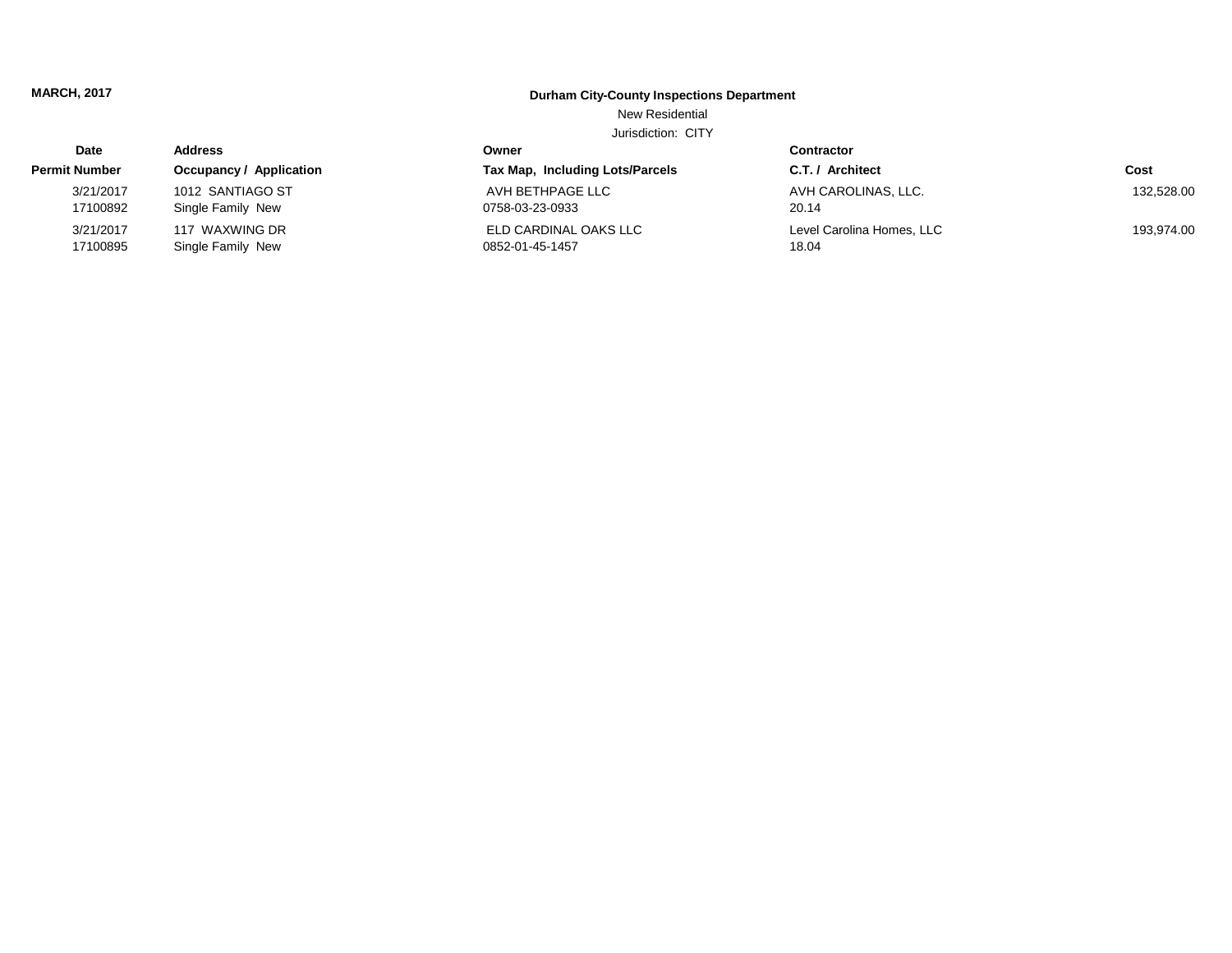MARCH, 2017

**Durham City-County Inspections Department**

New Residential

Jurisdiction: CITY

| Date<br>Permit Number | Address<br>Occupancy / Application | Owner<br>Tax Map, Including Lots/Parcels | Contractor<br>C.T. / Architect | Cost |
|---|---|---|---|---|
| 3/21/2017<br>17100892 | 1012 SANTIAGO ST<br>Single Family New | AVH BETHPAGE LLC<br>0758-03-23-0933 | AVH CAROLINAS, LLC.<br>20.14 | 132,528.00 |
| 3/21/2017<br>17100895 | 117 WAXWING DR<br>Single Family New | ELD CARDINAL OAKS LLC<br>0852-01-45-1457 | Level Carolina Homes, LLC<br>18.04 | 193,974.00 |